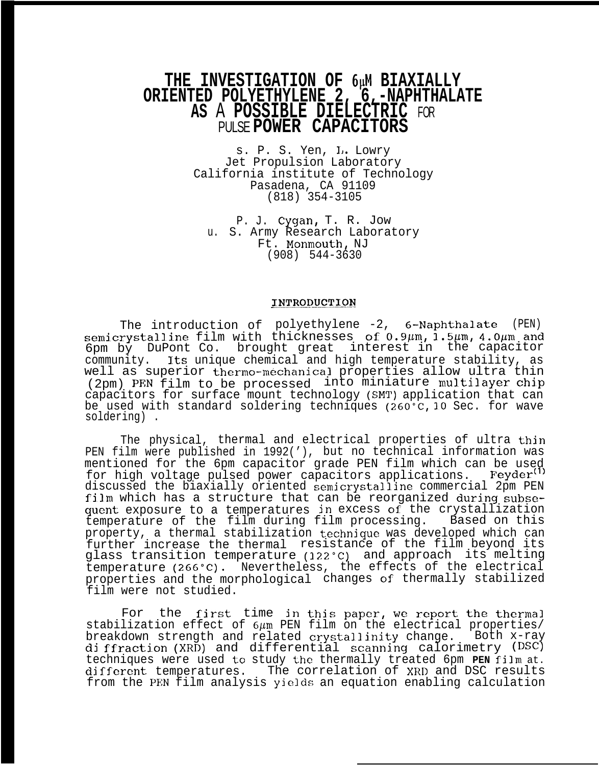# THE INVESTIGATION OF 6μM BIAXIALLY ORIENTED POLYETHYLENE 2, 6,-NAPHTHALATE AS A POSSIBLE DIELECTRIC FOR PULSE POWER CAPACITORS

S. P. S. Yen, L. Lowry
Jet Propulsion Laboratory
California institute of Technology
Pasadena, CA 91109
(818) 354-3105

P. J. Cygan, T. R. Jow
U. S. Army Research Laboratory
Ft. Monmouth, NJ
(908) 544-3630

## INTRODUCTION

The introduction of polyethylene -2, 6-Naphthalate (PEN) semicrystalline film with thicknesses of 0.9μm, 1.5μm, 4.0μm and 6pm by DuPont Co. brought great interest in the capacitor community. Its unique chemical and high temperature stability, as well as superior thermo-mechanical properties allow ultra thin (2pm) PEN film to be processed into miniature multilayer chip capacitors for surface mount technology (SMT) application that can be used with standard soldering techniques (260°C, 10 Sec. for wave soldering) .

The physical, thermal and electrical properties of ultra thin PEN film were published in 1992('), but no technical information was mentioned for the 6pm capacitor grade PEN film which can be used for high voltage pulsed power capacitors applications. Feyder[1] discussed the biaxially oriented semicrystalline commercial 2pm PEN film which has a structure that can be reorganized during subsequent exposure to a temperatures in excess of the crystallization temperature of the film during film processing. Based on this property, a thermal stabilization technique was developed which can further increase the thermal resistance of the film beyond its glass transition temperature (122°C) and approach its melting temperature (266°C). Nevertheless, the effects of the electrical properties and the morphological changes of thermally stabilized film were not studied.

For the first time in this paper, we report the thermal stabilization effect of 6μm PEN film on the electrical properties/ breakdown strength and related crystallinity change. Both X-ray diffraction (XRD) and differential scanning calorimetry (DSC) techniques were used to study the thermally treated 6pm PEN film at different temperatures. The correlation of XRD and DSC results from the PEN film analysis yields an equation enabling calculation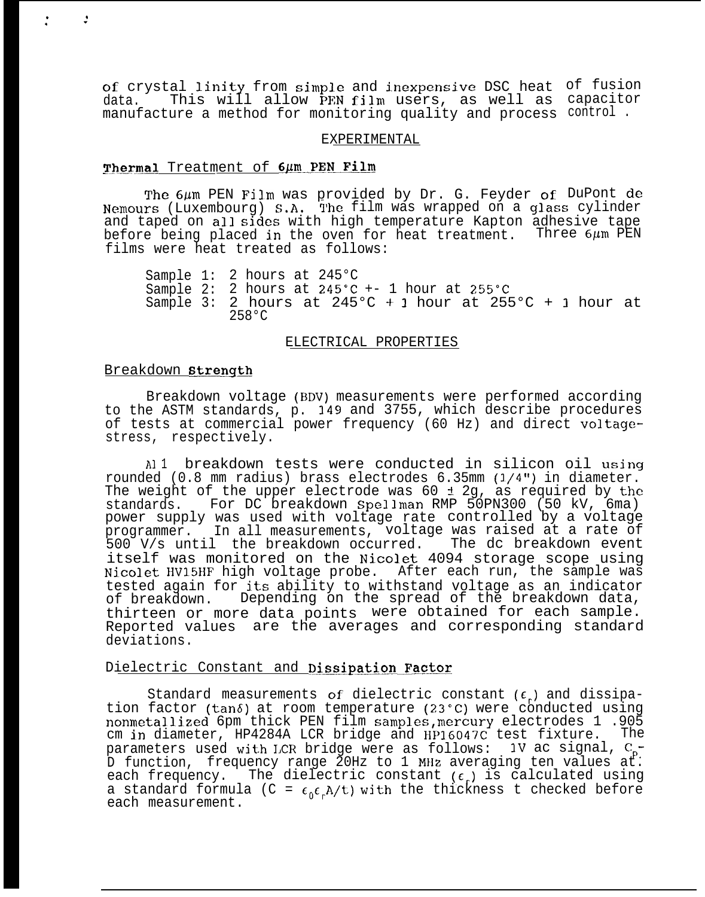of crystallinity from simple and inexpensive DSC heat of fusion data. This will allow PEN film users, as well as capacitor manufacture a method for monitoring quality and process control.

## EXPERIMENTAL

### Thermal Treatment of 6μm PEN Film

The 6μm PEN Film was provided by Dr. G. Feyder of DuPont de Nemours (Luxembourg) S.A. The film was wrapped on a glass cylinder and taped on all sides with high temperature Kapton adhesive tape before being placed in the oven for heat treatment. Three 6μm PEN films were heat treated as follows:

Sample 1: 2 hours at 245°C
Sample 2: 2 hours at 245°C +- 1 hour at 255°C
Sample 3: 2 hours at 245°C + 1 hour at 255°C + 1 hour at 258°C

## ELECTRICAL PROPERTIES

### Breakdown Strength

Breakdown voltage (BDV) measurements were performed according to the ASTM standards, p. 149 and 3755, which describe procedures of tests at commercial power frequency (60 Hz) and direct voltage-stress, respectively.

All breakdown tests were conducted in silicon oil using rounded (0.8 mm radius) brass electrodes 6.35mm (1/4") in diameter. The weight of the upper electrode was 60 ± 2g, as required by the standards. For DC breakdown Spellman RMP 50PN300 (50 kV, 6ma) power supply was used with voltage rate controlled by a voltage programmer. In all measurements, voltage was raised at a rate of 500 V/s until the breakdown occurred. The dc breakdown event itself was monitored on the Nicolet 4094 storage scope using Nicolet HV15HF high voltage probe. After each run, the sample was tested again for its ability to withstand voltage as an indicator of breakdown. Depending on the spread of the breakdown data, thirteen or more data points were obtained for each sample. Reported values are the averages and corresponding standard deviations.

### Dielectric Constant and Dissipation Factor

Standard measurements of dielectric constant ($\epsilon_r$) and dissipation factor ($\tan\delta$) at room temperature (23°C) were conducted using nonmetallized 6pm thick PEN film samples, mercury electrodes 1 .905 cm in diameter, HP4284A LCR bridge and HP16047C test fixture. The parameters used with LCR bridge were as follows: 1V ac signal, $C_p$-D function, frequency range 20Hz to 1 MHz averaging ten values at each frequency. The dielectric constant ($\epsilon_r$) is calculated using a standard formula ($C = \epsilon_0 \epsilon_r A/t$) with the thickness t checked before each measurement.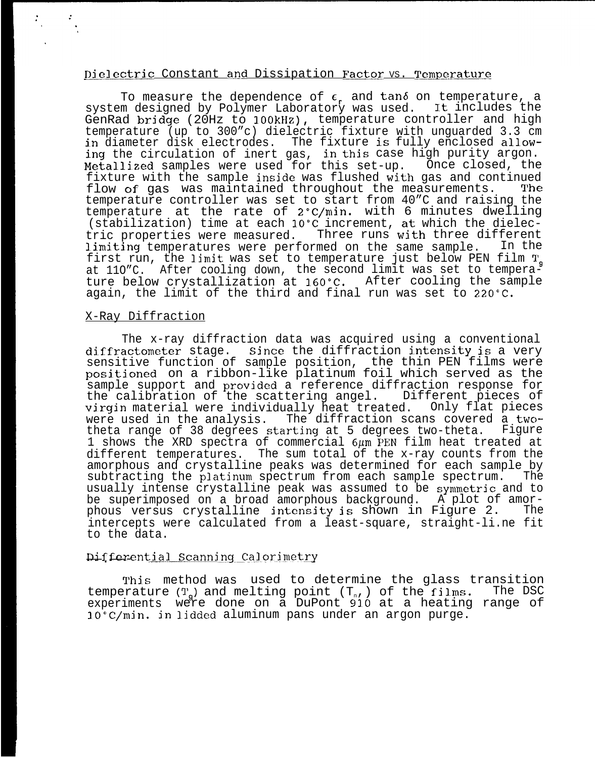## Dielectric Constant and Dissipation Factor vs. Temperature

To measure the dependence of $\epsilon_r$ and $\tan\delta$ on temperature, a system designed by Polymer Laboratory was used. It includes the GenRad bridge (20Hz to 100kHz), temperature controller and high temperature (up to 300"c) dielectric fixture with unguarded 3.3 cm in diameter disk electrodes. The fixture is fully enclosed allowing the circulation of inert gas, in this case high purity argon. Metallized samples were used for this set-up. Once closed, the fixture with the sample inside was flushed with gas and continued flow of gas was maintained throughout the measurements. The temperature controller was set to start from 40"C and raising the temperature at the rate of 2°C/min. with 6 minutes dwelling (stabilization) time at each 10°C increment, at which the dielectric properties were measured. Three runs with three different limiting temperatures were performed on the same sample. In the first run, the limit was set to temperature just below PEN film $T_g$ at 110"C. After cooling down, the second limit was set to temperature below crystallization at 160°C. After cooling the sample again, the limit of the third and final run was set to 220°C.

## X-Ray Diffraction

The x-ray diffraction data was acquired using a conventional diffractometer stage. Since the diffraction intensity is a very sensitive function of sample position, the thin PEN films were positioned on a ribbon-like platinum foil which served as the sample support and provided a reference diffraction response for the calibration of the scattering angel. Different pieces of virgin material were individually heat treated. Only flat pieces were used in the analysis. The diffraction scans covered a two-theta range of 38 degrees starting at 5 degrees two-theta. Figure 1 shows the XRD spectra of commercial 6$\mu$m PEN film heat treated at different temperatures. The sum total of the x-ray counts from the amorphous and crystalline peaks was determined for each sample by subtracting the platinum spectrum from each sample spectrum. The usually intense crystalline peak was assumed to be symmetric and to be superimposed on a broad amorphous background. A plot of amorphous versus crystalline intensity is shown in Figure 2. The intercepts were calculated from a least-square, straight-line fit to the data.

## Differential Scanning Calorimetry

This method was used to determine the glass transition temperature ($T_g$) and melting point ($T_m$) of the films. The DSC experiments were done on a DuPont 910 at a heating range of 10°C/min. in lidded aluminum pans under an argon purge.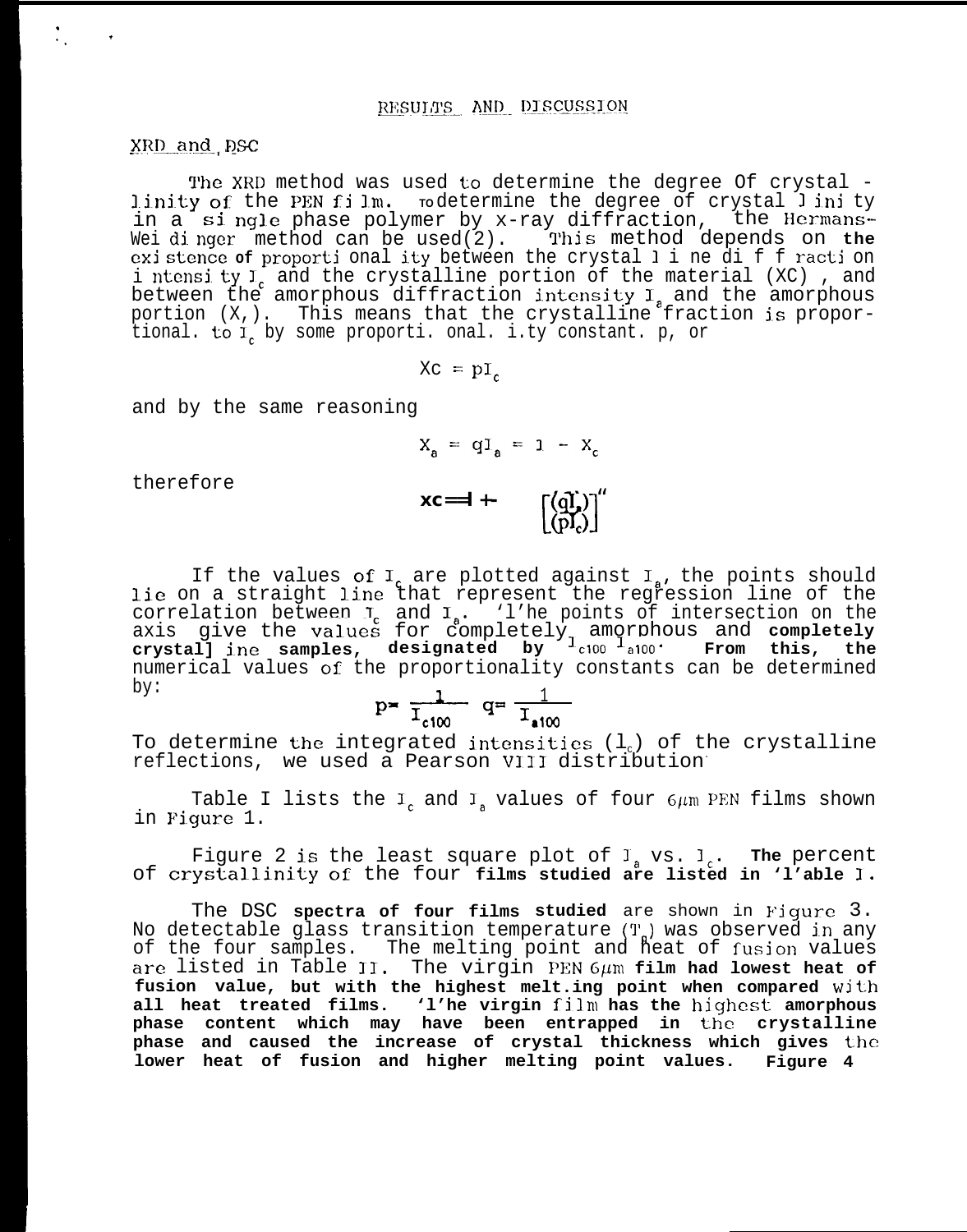## RESULTS AND DISCUSSION

### XRD and DSC

The XRD method was used to determine the degree of crystallinity of the PEN film. To determine the degree of crystallinity in a single phase polymer by x-ray diffraction, the Hermans-Weidinger method can be used(2). This method depends on **the** existence **of** proportionality between the crystalline diffraction intensity $I_c$ and the crystalline portion of the material (XC), and between the amorphous diffraction intensity $I_a$ and the amorphous portion ($X_a$). This means that the crystalline fraction is proportional to $I_c$ by some proportionality constant p, or

$$X_c = pI_c$$

and by the same reasoning

$$X_a = qI_a = 1 - X_c$$

therefore

$$X_c = 1 + \left[\frac{(qI_a)}{(pI_c)}\right]^{-1}$$

If the values of $I_c$ are plotted against $I_a$, the points should lie on a straight line that represent the regression line of the correlation between $I_c$ and $I_a$. The points of intersection on the axis give the values for completely amorphous and **completely crystalline samples, designated by** $I_{c100}$ $I_{a100}$. **From this, the** numerical values of the proportionality constants can be determined by:

$$p = \frac{1}{I_{c100}} \quad q = \frac{1}{I_{a100}}$$

To determine the integrated intensities ($I_c$) of the crystalline reflections, we used a Pearson VIII distribution.

Table I lists the $I_c$ and $I_a$ values of four $6\mu m$ PEN films shown in Figure 1.

Figure 2 is the least square plot of $I_a$ vs. $I_c$. **The** percent of crystallinity of the four **films studied are listed in Table I.**

The DSC **spectra of four films studied** are shown in Figure 3. No detectable glass transition temperature ($T_g$) was observed in any of the four samples. The melting point and heat of fusion values are listed in Table II. The virgin PEN $6\mu m$ **film had lowest heat of fusion value, but with the highest melting point when compared** with **all heat treated films. The virgin** film **has the** highest **amorphous phase content which may have been entrapped in** the **crystalline phase and caused the increase of crystal thickness which gives** the **lower heat of fusion and higher melting point values. Figure 4**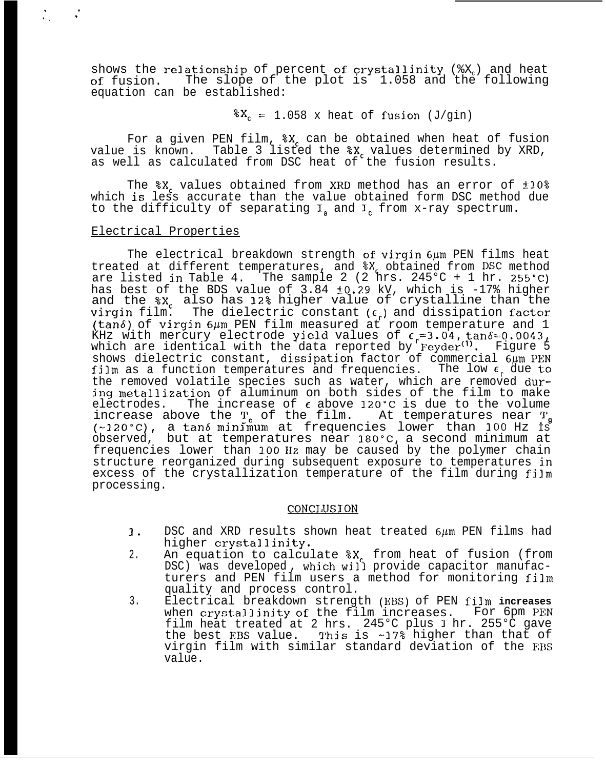shows the relationship of percent of crystallinity ($\%X_c$) and heat of fusion. The slope of the plot is 1.058 and the following equation can be established:

$$\%X_c = 1.058 \times \text{heat of fusion (J/gm)}$$

For a given PEN film, $\%X_c$ can be obtained when heat of fusion value is known. Table 3 listed the $\%X_c$ values determined by XRD, as well as calculated from DSC heat of the fusion results.

The $\%X_c$ values obtained from XRD method has an error of ±10% which is less accurate than the value obtained form DSC method due to the difficulty of separating $I_a$ and $I_c$ from x-ray spectrum.

## Electrical Properties

The electrical breakdown strength of virgin 6μm PEN films heat treated at different temperatures, and $\%X_c$ obtained from DSC method are listed in Table 4. The sample 2 (2 hrs. 245°C + 1 hr. 255°C) has best of the BDS value of 3.84 ±0.29 kV, which is ~17% higher and the $\%X_c$ also has 12% higher value of crystalline than the virgin film. The dielectric constant ($\epsilon_r$) and dissipation factor ($\tan\delta$) of virgin 6μm PEN film measured at room temperature and 1 KHz with mercury electrode yield values of $\epsilon_r$=3.04, $\tan\delta$=0.0043, which are identical with the data reported by Feyder[1]. Figure 5 shows dielectric constant, dissipation factor of commercial 6μm PEN film as a function temperatures and frequencies. The low $\epsilon_r$ due to the removed volatile species such as water, which are removed during metallization of aluminum on both sides of the film to make electrodes. The increase of $\epsilon$ above 120°C is due to the volume increase above the $T_g$ of the film. At temperatures near $T_g$ (~120°C), a $\tan\delta$ minimum at frequencies lower than 100 Hz is observed, but at temperatures near 180°C, a second minimum at frequencies lower than 100 Hz may be caused by the polymer chain structure reorganized during subsequent exposure to temperatures in excess of the crystallization temperature of the film during film processing.

## CONCLUSION

1. DSC and XRD results shown heat treated 6μm PEN films had higher crystallinity.
2. An equation to calculate $\%X_c$ from heat of fusion (from DSC) was developed, which will provide capacitor manufacturers and PEN film users a method for monitoring film quality and process control.
3. Electrical breakdown strength (EBS) of PEN film **increases** when crystallinity of the film increases. For 6μm PEN film heat treated at 2 hrs. 245°C plus 1 hr. 255°C gave the best EBS value. This is ~17% higher than that of virgin film with similar standard deviation of the EBS value.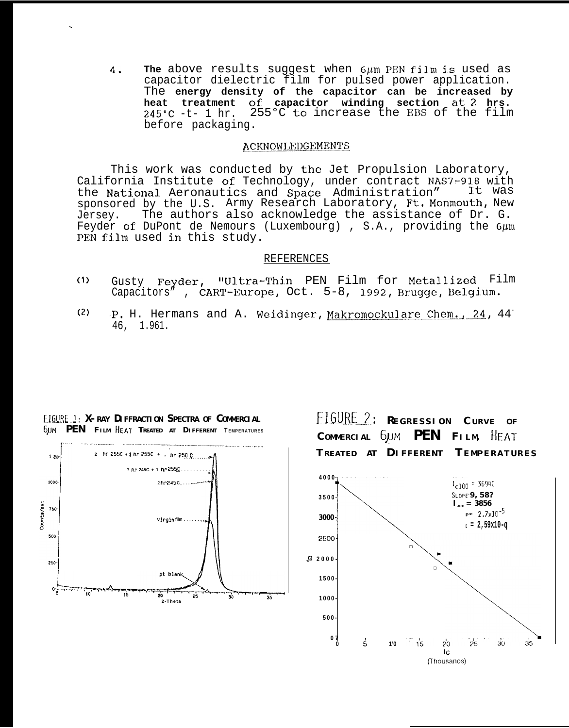4. The above results suggest when 6μm PEN film is used as capacitor dielectric film for pulsed power application. The **energy density of the capacitor can be increased by heat treatment of capacitor winding section at 2 hrs. 245°C -t- 1 hr.** 255°C to increase the EBS of the film before packaging.

## ACKNOWLEDGEMENTS

This work was conducted by the Jet Propulsion Laboratory, California Institute of Technology, under contract NAS7-918 with the National Aeronautics and Space Administration" It was sponsored by the U.S. Army Research Laboratory, Ft. Monmouth, New Jersey. The authors also acknowledge the assistance of Dr. G. Feyder of DuPont de Nemours (Luxembourg) , S.A., providing the 6μm PEN film used in this study.

## REFERENCES

(1) Gusty Feyder, "Ultra-Thin PEN Film for Metallized Film Capacitors" , CART-Europe, Oct. 5-8, 1992, Brugge, Belgium.

(2) P. H. Hermans and A. Weidinger, Makromockulare Chem., 24, 44-46, 1.961.

FIGURE 1: X-RAY DIFFRACTION SPECTRA OF COMMERCIAL 6μM PEN FILM HEAT TREATED AT DIFFERENT TEMPERATURES

FIGURE 2: REGRESSION CURVE OF COMMERCIAL 6μM PEN FILM, HEAT TREATED AT DIFFERENT TEMPERATURES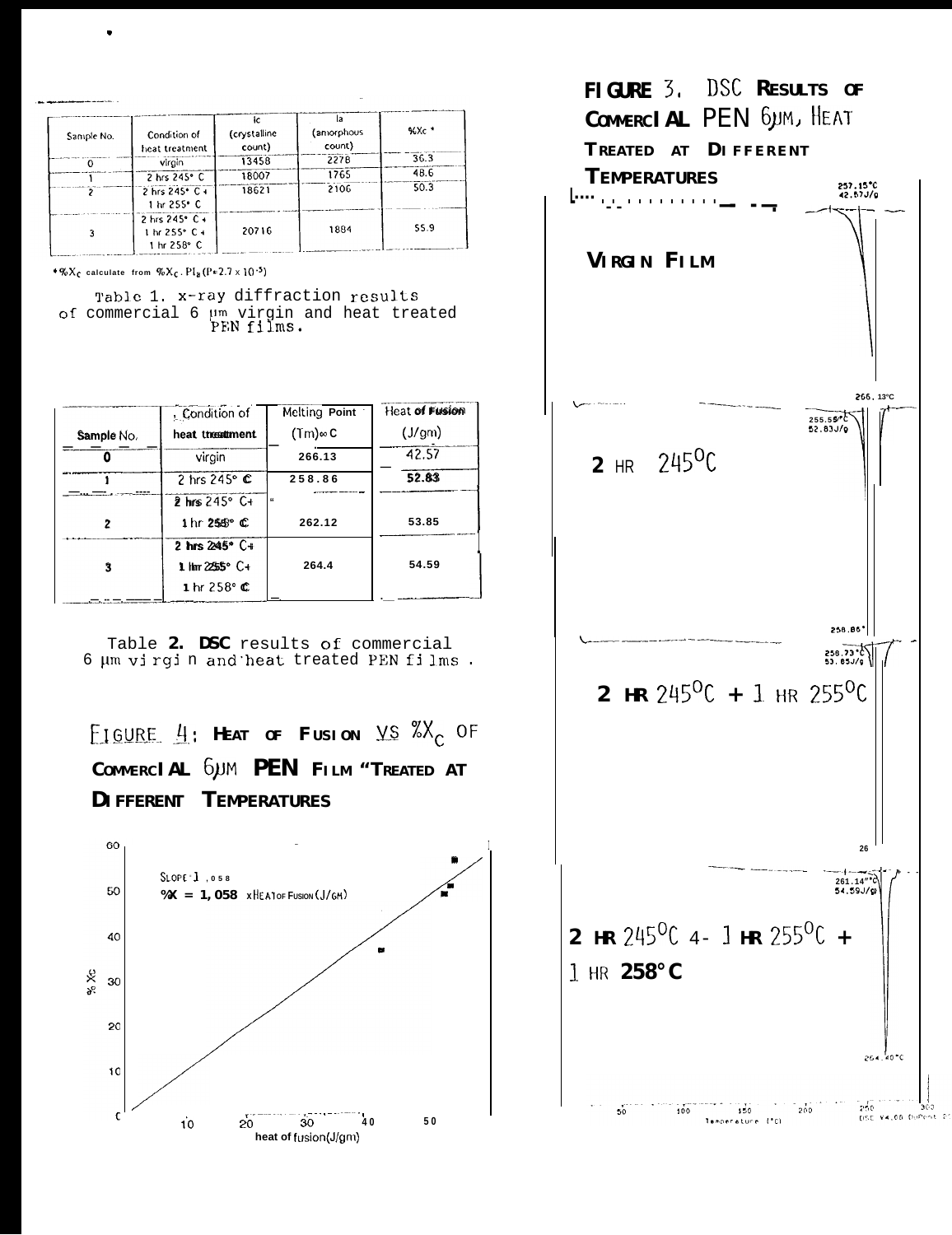| Sample No. | Condition of heat treatment | Ic (crystalline count) | Ia (amorphous count) | %Xc * |
|---|---|---|---|---|
| 0 | virgin | 13458 | 2278 | 36.3 |
| 1 | 2 hrs 245° C | 18007 | 1765 | 48.6 |
| 2 | 2 hrs 245° C + 1 hr 255° C | 18621 | 2106 | 50.3 |
| 3 | 2 hrs 245° C + 1 hr 255° C + 1 hr 258° C | 20716 | 1884 | 55.9 |

* $\%X_C$ calculate from $\%X_C \cdot PI_a$ ($P = 2.7 \times 10^{-3}$)

Table 1. x-ray diffraction results of commercial 6 µm virgin and heat treated PEN films.

| Sample No. | Condition of heat treatment | Melting Point (Tm) ° C | Heat of Fusion (J/gm) |
|---|---|---|---|
| 0 | virgin | 266.13 | 42.57 |
| 1 | 2 hrs 245° C | 258.86 | 52.83 |
| 2 | 2 hrs 245° C + 1 hr 255° C | 262.12 | 53.85 |
| 3 | 2 hrs 245° C + 1 hr 255° C + 1 hr 258° C | 264.4 | 54.59 |

Table 2. DSC results of commercial 6 µm virgin and heat treated PEN films.

**FIGURE 4: HEAT OF FUSION VS $\%X_C$ OF COMMERCIAL 6µM PEN FILM TREATED AT DIFFERENT TEMPERATURES**

SLOPE 1.058

%X = 1.058 x HEAT OF FUSION (J/GM)

**FIGURE 3. DSC RESULTS OF COMMERCIAL PEN 6µM, HEAT TREATED AT DIFFERENT TEMPERATURES**

VIRGIN FILM — 257.15°C, 42.67J/g

2 HR 245°C — 266.13°C; 255.55°C, 52.83J/g; 258.86°

2 HR 245°C + 1 HR 255°C — 258.73°C, 53.85J/g

2 HR 245°C + 1 HR 255°C + 1 HR 258°C — 261.14°C, 54.59J/g; 264.40°C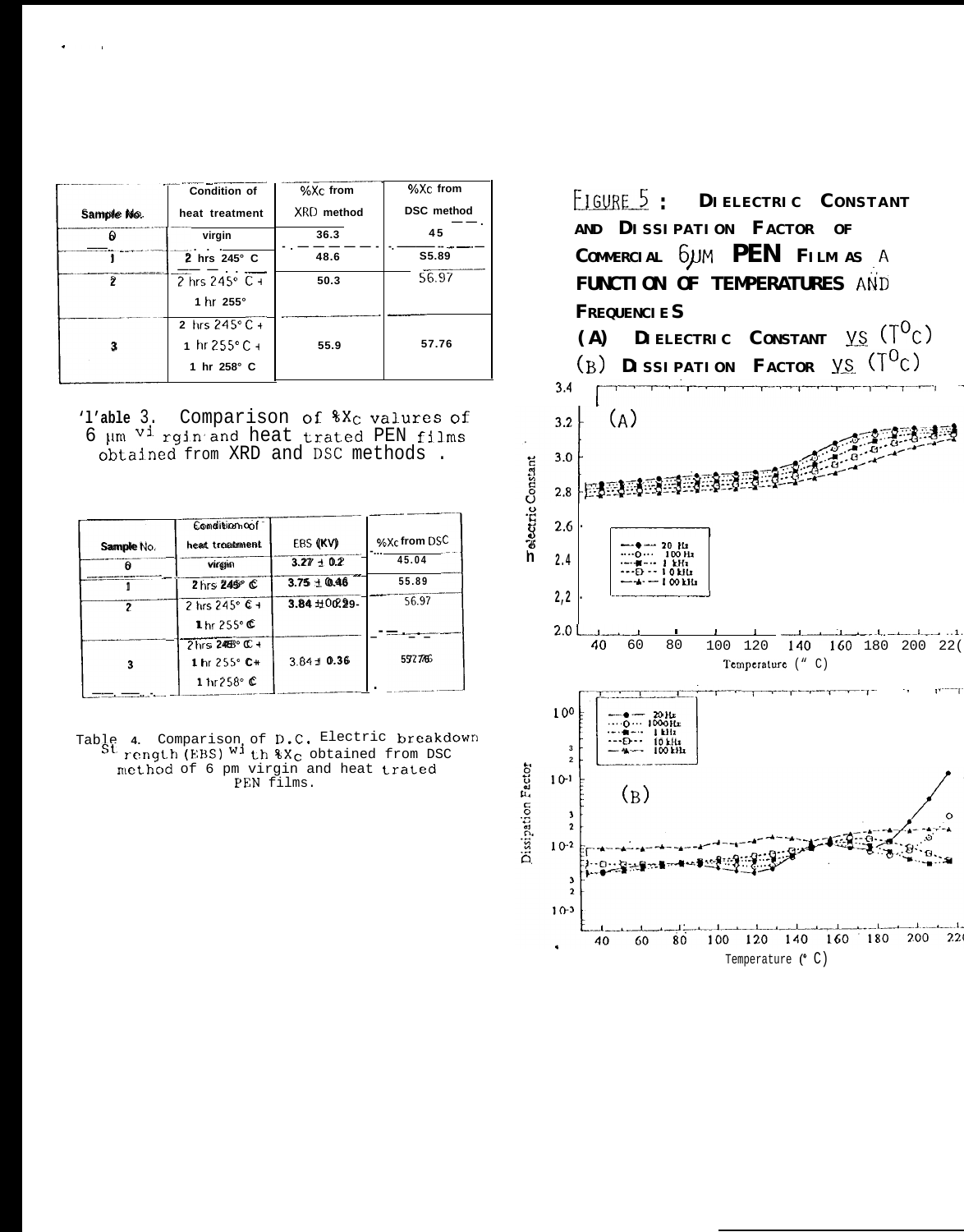| Sample No. | Condition of heat treatment | %Xc from XRD method | %Xc from DSC method |
|---|---|---|---|
| 0 | virgin | 36.3 | 45 |
| 1 | 2 hrs 245° C | 48.6 | 55.89 |
| 2 | 2 hrs 245° C + 1 hr 255° | 50.3 | 56.97 |
| 3 | 2 hrs 245° C + 1 hr 255° C + 1 hr 258° C | 55.9 | 57.76 |

Table 3. Comparison of %$X_c$ values of 6 μm virgin and heat trated PEN films obtained from XRD and DSC methods.

| Sample No. | Condition of heat treatment | EBS (KV) | %Xc from DSC |
|---|---|---|---|
| 0 | virgin | 3.27 ± 0.2 | 45.04 |
| 1 | 2 hrs 245° C | 3.75 ± 0.46 | 55.89 |
| 2 | 2 hrs 245° C + 1 hr 255° C | 3.84 ± 0.29 | 56.97 |
| 3 | 2 hrs 245° C + 1 hr 255° C + 1 hr 258° C | 3.84 ± 0.36 | 57.76 |

Table 4. Comparison of D.C. Electric breakdown Strength (EBS) with %$X_c$ obtained from DSC method of 6 μm virgin and heat trated PEN films.

FIGURE 5 : DIELECTRIC CONSTANT AND DISSIPATION FACTOR OF COMMERCIAL 6μM PEN FILM AS A FUNCTION OF TEMPERATURES AND FREQUENCIES

(A) DIELECTRIC CONSTANT VS ($T^0C$)

(B) DISSIPATION FACTOR VS ($T^0C$)

(A)

Dielectric Constant

3.4
3.2
3.0
2.8
2.6
2.4
2.2
2.0

20 Hz
100 Hz
1 kHz
10 kHz
100 kHz

40 60 80 100 120 140 160 180 200 22(

Temperature (° C)

(B)

Dissipation Factor

10⁰
3
2
10⁻¹
3
2
10⁻²
3
2
10⁻³

20 Hz
1000 Hz
1 kHz
10 kHz
100 kHz

40 60 80 100 120 140 160 180 200 22(

Temperature (° C)